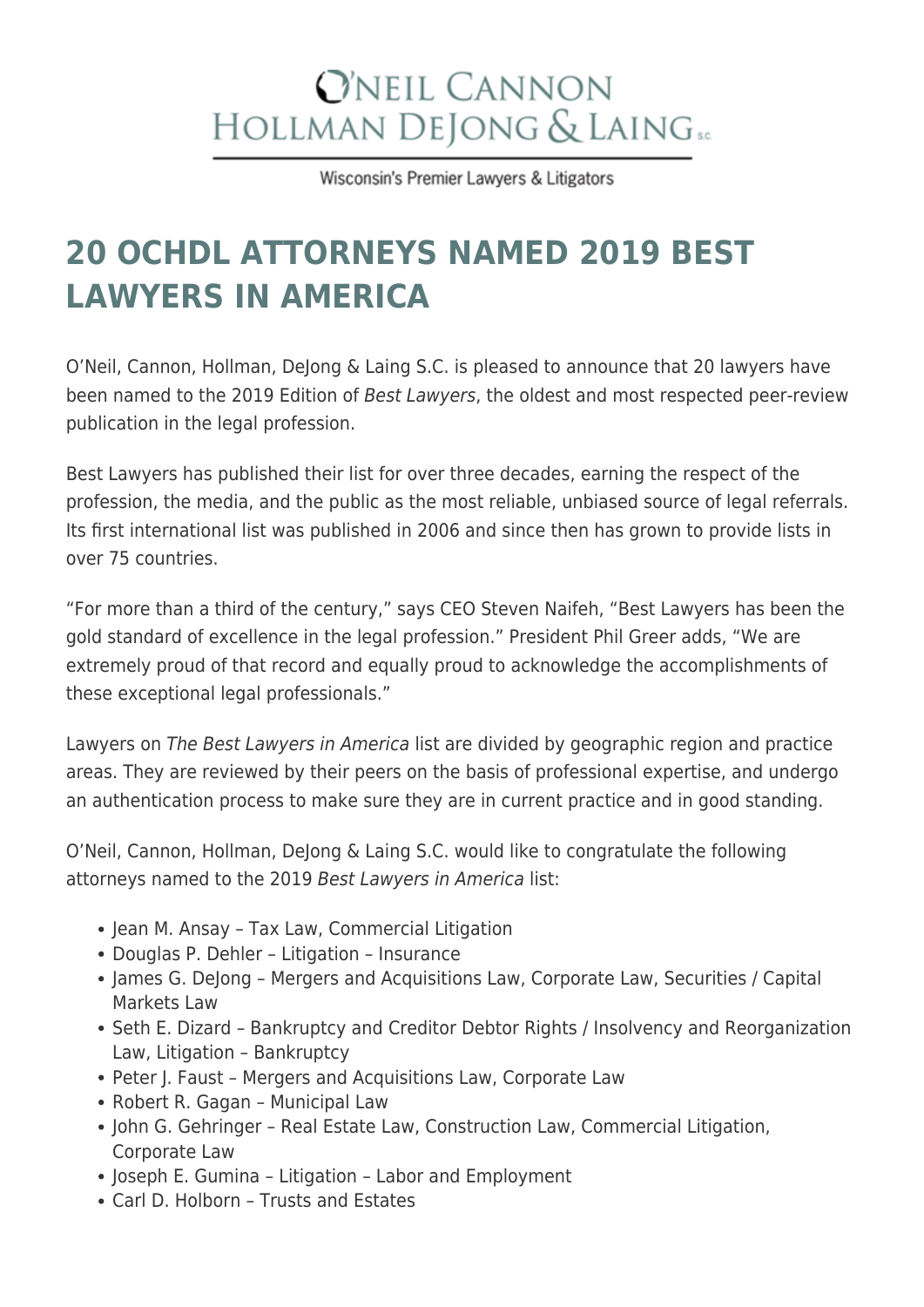O'NEIL CANNON HOLLMAN DEJONG & LAING S.C.

Wisconsin's Premier Lawyers & Litigators

# 20 OCHDL ATTORNEYS NAMED 2019 BEST LAWYERS IN AMERICA

O'Neil, Cannon, Hollman, DeJong & Laing S.C. is pleased to announce that 20 lawyers have been named to the 2019 Edition of *Best Lawyers*, the oldest and most respected peer-review publication in the legal profession.

Best Lawyers has published their list for over three decades, earning the respect of the profession, the media, and the public as the most reliable, unbiased source of legal referrals. Its first international list was published in 2006 and since then has grown to provide lists in over 75 countries.

"For more than a third of the century," says CEO Steven Naifeh, "Best Lawyers has been the gold standard of excellence in the legal profession." President Phil Greer adds, "We are extremely proud of that record and equally proud to acknowledge the accomplishments of these exceptional legal professionals."

Lawyers on *The Best Lawyers in America* list are divided by geographic region and practice areas. They are reviewed by their peers on the basis of professional expertise, and undergo an authentication process to make sure they are in current practice and in good standing.

O'Neil, Cannon, Hollman, DeJong & Laing S.C. would like to congratulate the following attorneys named to the 2019 *Best Lawyers in America* list:

- Jean M. Ansay – Tax Law, Commercial Litigation
- Douglas P. Dehler – Litigation – Insurance
- James G. DeJong – Mergers and Acquisitions Law, Corporate Law, Securities / Capital Markets Law
- Seth E. Dizard – Bankruptcy and Creditor Debtor Rights / Insolvency and Reorganization Law, Litigation – Bankruptcy
- Peter J. Faust – Mergers and Acquisitions Law, Corporate Law
- Robert R. Gagan – Municipal Law
- John G. Gehringer – Real Estate Law, Construction Law, Commercial Litigation, Corporate Law
- Joseph E. Gumina – Litigation – Labor and Employment
- Carl D. Holborn – Trusts and Estates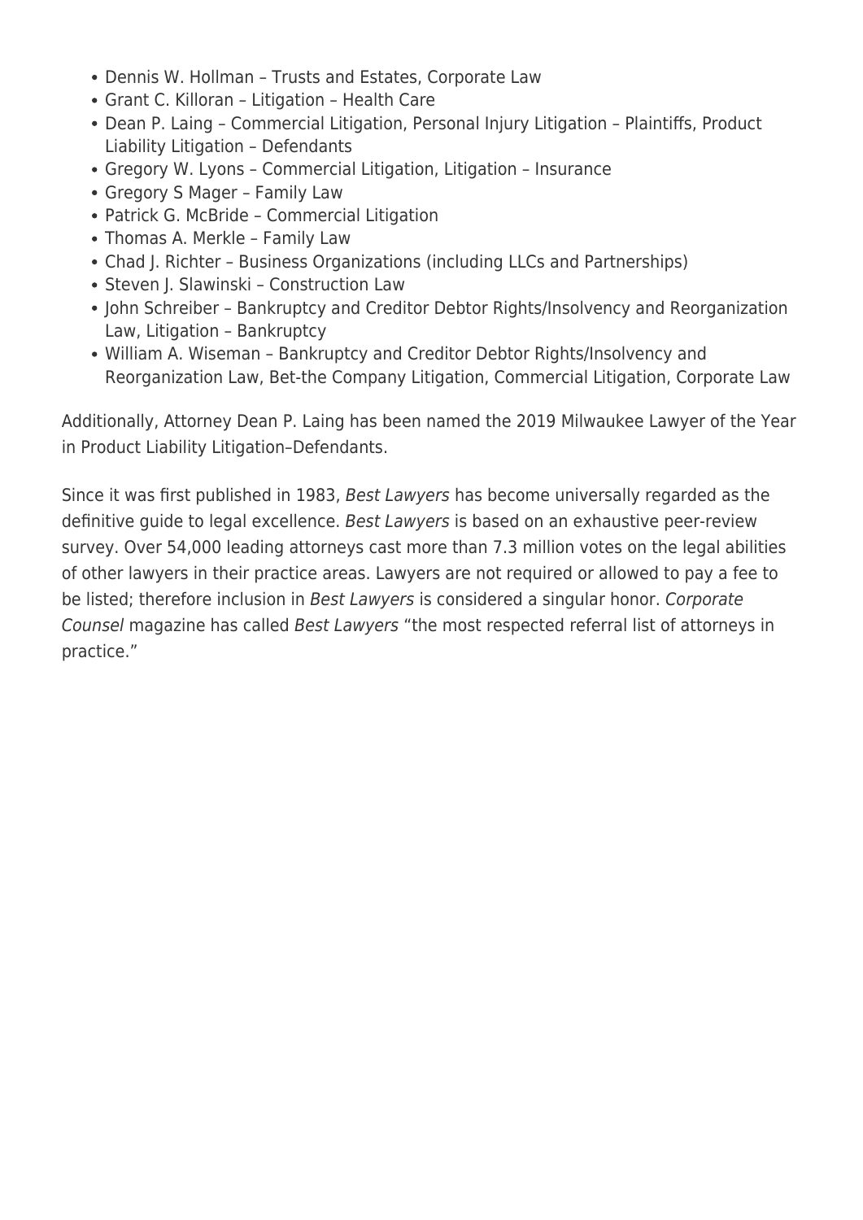- Dennis W. Hollman – Trusts and Estates, Corporate Law
- Grant C. Killoran – Litigation – Health Care
- Dean P. Laing – Commercial Litigation, Personal Injury Litigation – Plaintiffs, Product Liability Litigation – Defendants
- Gregory W. Lyons – Commercial Litigation, Litigation – Insurance
- Gregory S Mager – Family Law
- Patrick G. McBride – Commercial Litigation
- Thomas A. Merkle – Family Law
- Chad J. Richter – Business Organizations (including LLCs and Partnerships)
- Steven J. Slawinski – Construction Law
- John Schreiber – Bankruptcy and Creditor Debtor Rights/Insolvency and Reorganization Law, Litigation – Bankruptcy
- William A. Wiseman – Bankruptcy and Creditor Debtor Rights/Insolvency and Reorganization Law, Bet-the Company Litigation, Commercial Litigation, Corporate Law

Additionally, Attorney Dean P. Laing has been named the 2019 Milwaukee Lawyer of the Year in Product Liability Litigation–Defendants.

Since it was first published in 1983, *Best Lawyers* has become universally regarded as the definitive guide to legal excellence. *Best Lawyers* is based on an exhaustive peer-review survey. Over 54,000 leading attorneys cast more than 7.3 million votes on the legal abilities of other lawyers in their practice areas. Lawyers are not required or allowed to pay a fee to be listed; therefore inclusion in *Best Lawyers* is considered a singular honor. *Corporate Counsel* magazine has called *Best Lawyers* "the most respected referral list of attorneys in practice."